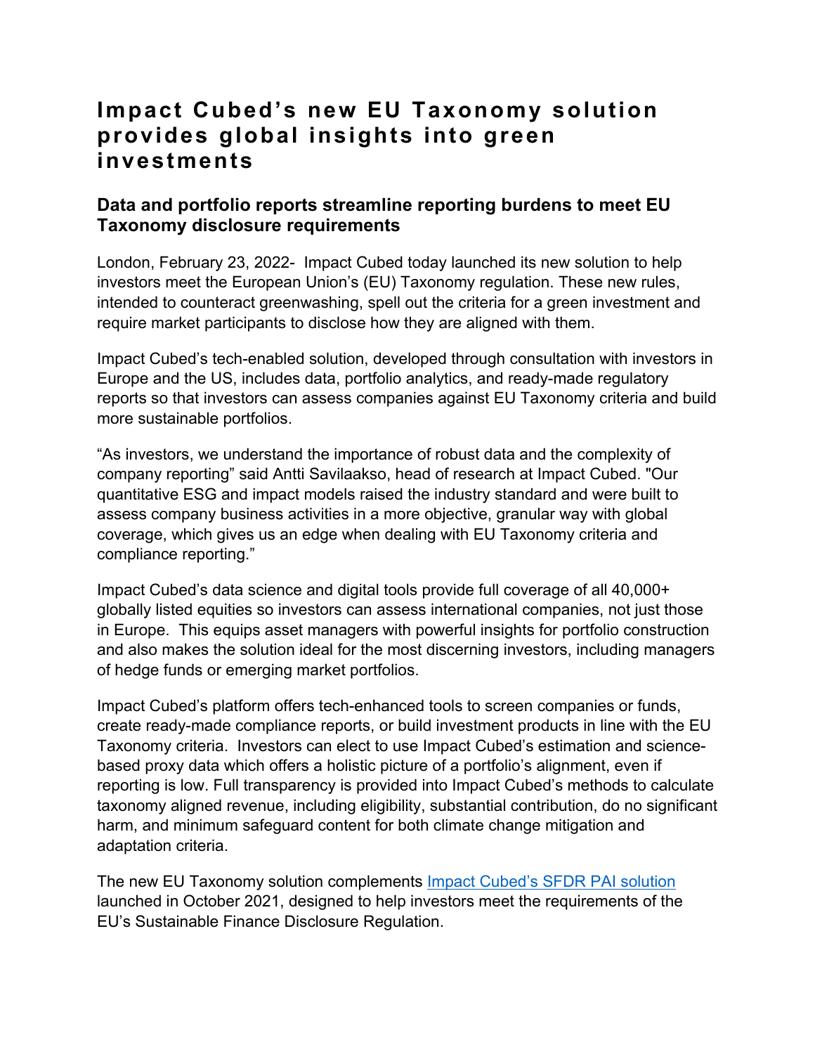# Impact Cubed's new EU Taxonomy solution provides global insights into green investments

## Data and portfolio reports streamline reporting burdens to meet EU Taxonomy disclosure requirements

London, February 23, 2022- Impact Cubed today launched its new solution to help investors meet the European Union's (EU) Taxonomy regulation. These new rules, intended to counteract greenwashing, spell out the criteria for a green investment and require market participants to disclose how they are aligned with them.

Impact Cubed's tech-enabled solution, developed through consultation with investors in Europe and the US, includes data, portfolio analytics, and ready-made regulatory reports so that investors can assess companies against EU Taxonomy criteria and build more sustainable portfolios.

"As investors, we understand the importance of robust data and the complexity of company reporting" said Antti Savilaakso, head of research at Impact Cubed. "Our quantitative ESG and impact models raised the industry standard and were built to assess company business activities in a more objective, granular way with global coverage, which gives us an edge when dealing with EU Taxonomy criteria and compliance reporting."

Impact Cubed's data science and digital tools provide full coverage of all 40,000+ globally listed equities so investors can assess international companies, not just those in Europe. This equips asset managers with powerful insights for portfolio construction and also makes the solution ideal for the most discerning investors, including managers of hedge funds or emerging market portfolios.

Impact Cubed's platform offers tech-enhanced tools to screen companies or funds, create ready-made compliance reports, or build investment products in line with the EU Taxonomy criteria. Investors can elect to use Impact Cubed's estimation and science-based proxy data which offers a holistic picture of a portfolio's alignment, even if reporting is low. Full transparency is provided into Impact Cubed's methods to calculate taxonomy aligned revenue, including eligibility, substantial contribution, do no significant harm, and minimum safeguard content for both climate change mitigation and adaptation criteria.

The new EU Taxonomy solution complements [Impact Cubed's SFDR PAI solution]() launched in October 2021, designed to help investors meet the requirements of the EU's Sustainable Finance Disclosure Regulation.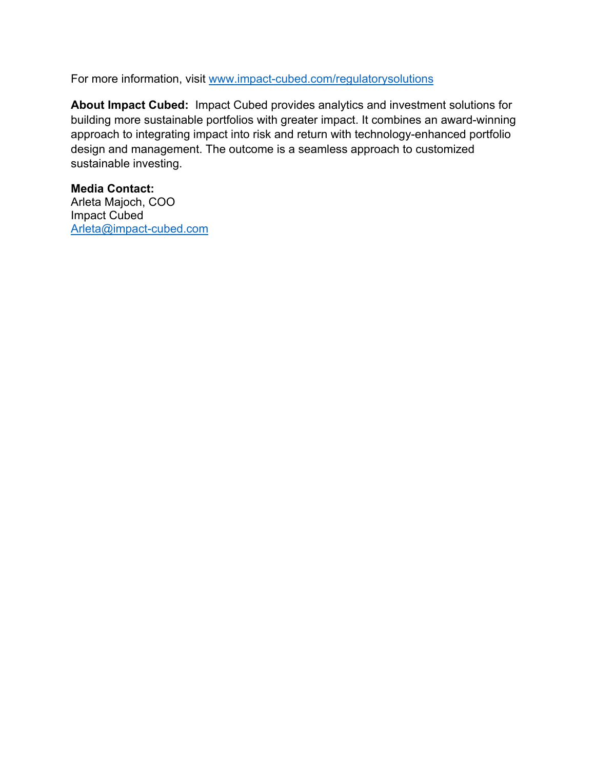For more information, visit [www.impact-cubed.com/regulatorysolutions](http://www.impact-cubed.com/regulatorysolutions)

**About Impact Cubed:** Impact Cubed provides analytics and investment solutions for building more sustainable portfolios with greater impact. It combines an award-winning approach to integrating impact into risk and return with technology-enhanced portfolio design and management. The outcome is a seamless approach to customized sustainable investing.

**Media Contact:**
Arleta Majoch, COO
Impact Cubed
[Arleta@impact-cubed.com](mailto:Arleta@impact-cubed.com)